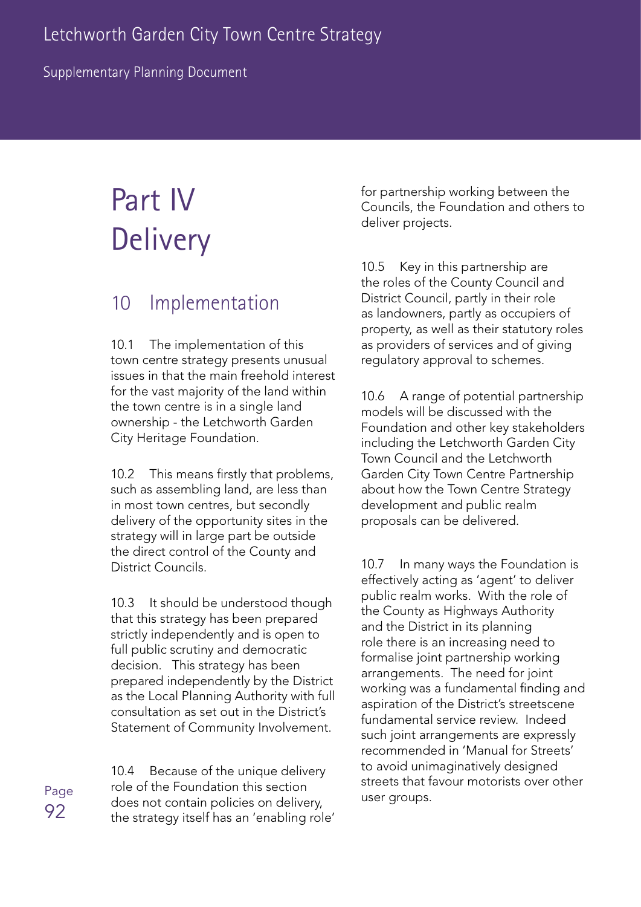# Part IV Delivery

## 10 Implementation

10.1 The implementation of this town centre strategy presents unusual issues in that the main freehold interest for the vast majority of the land within the town centre is in a single land ownership - the Letchworth Garden City Heritage Foundation.

10.2 This means firstly that problems, such as assembling land, are less than in most town centres, but secondly delivery of the opportunity sites in the strategy will in large part be outside the direct control of the County and District Councils.

10.3 It should be understood though that this strategy has been prepared strictly independently and is open to full public scrutiny and democratic decision. This strategy has been prepared independently by the District as the Local Planning Authority with full consultation as set out in the District's Statement of Community Involvement.

10.4 Because of the unique delivery role of the Foundation this section does not contain policies on delivery, the strategy itself has an 'enabling role' for partnership working between the Councils, the Foundation and others to deliver projects.

10.5 Key in this partnership are the roles of the County Council and District Council, partly in their role as landowners, partly as occupiers of property, as well as their statutory roles as providers of services and of giving regulatory approval to schemes.

10.6 A range of potential partnership models will be discussed with the Foundation and other key stakeholders including the Letchworth Garden City Town Council and the Letchworth Garden City Town Centre Partnership about how the Town Centre Strategy development and public realm proposals can be delivered.

10.7 In many ways the Foundation is effectively acting as 'agent' to deliver public realm works. With the role of the County as Highways Authority and the District in its planning role there is an increasing need to formalise joint partnership working arrangements. The need for joint working was a fundamental finding and aspiration of the District's streetscene fundamental service review. Indeed such joint arrangements are expressly recommended in 'Manual for Streets' to avoid unimaginatively designed streets that favour motorists over other user groups.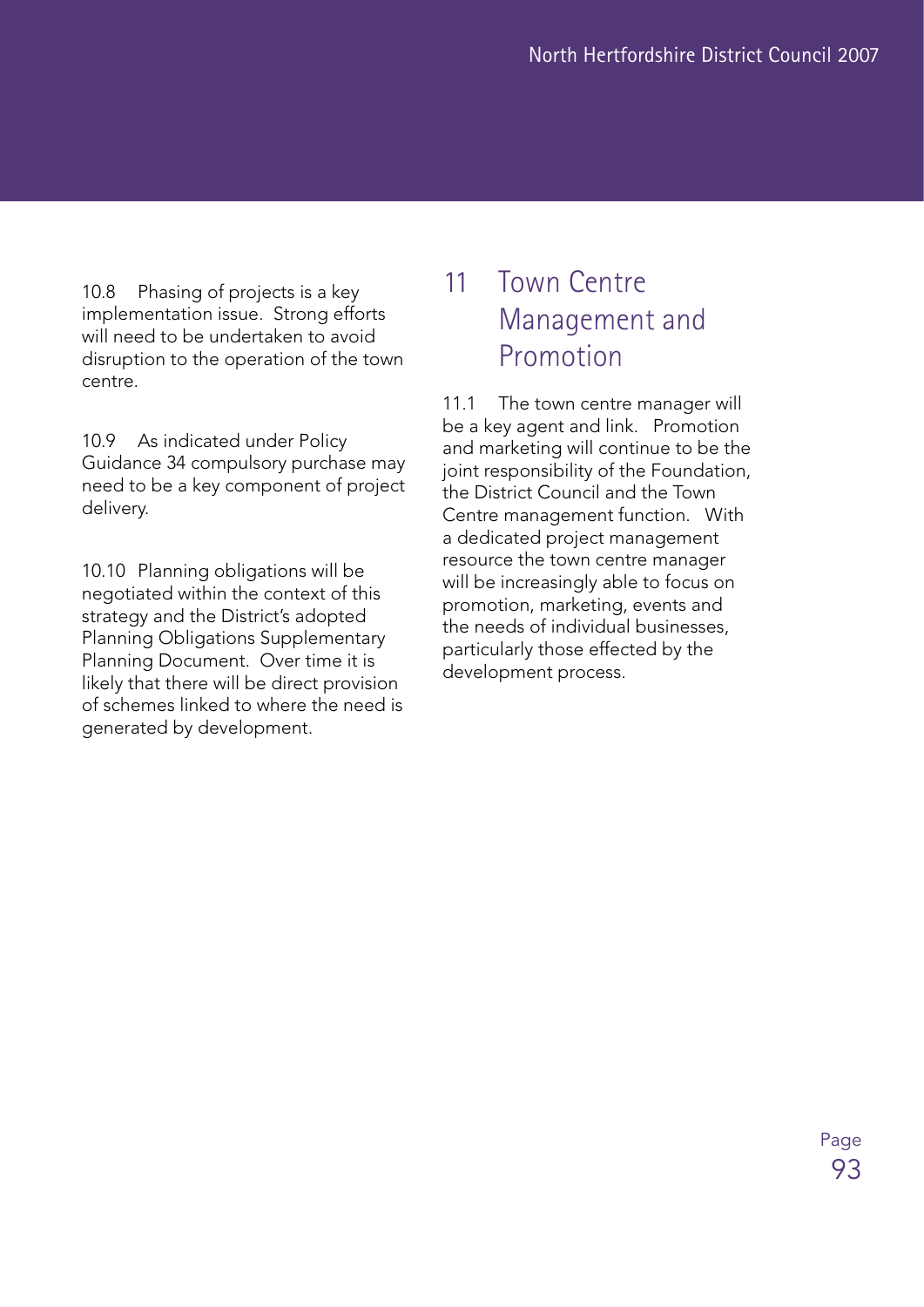10.8 Phasing of projects is a key implementation issue. Strong efforts will need to be undertaken to avoid disruption to the operation of the town centre.

10.9 As indicated under Policy Guidance 34 compulsory purchase may need to be a key component of project delivery.

10.10 Planning obligations will be negotiated within the context of this strategy and the District's adopted Planning Obligations Supplementary Planning Document. Over time it is likely that there will be direct provision of schemes linked to where the need is generated by development.

# 11 Town Centre Management and Promotion

11.1 The town centre manager will be a key agent and link. Promotion and marketing will continue to be the joint responsibility of the Foundation, the District Council and the Town Centre management function. With a dedicated project management resource the town centre manager will be increasingly able to focus on promotion, marketing, events and the needs of individual businesses, particularly those effected by the development process.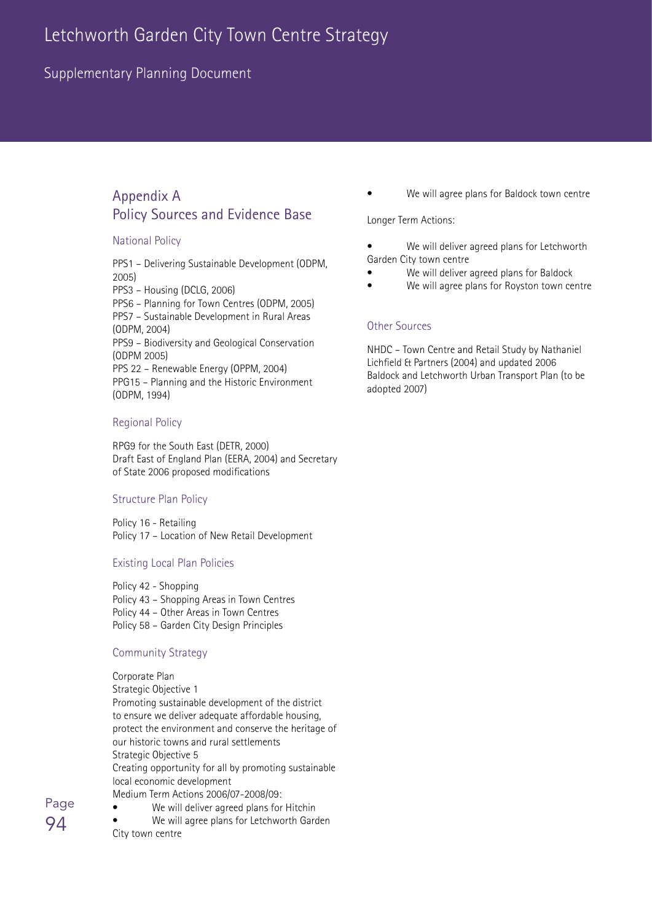## Appendix A
## Policy Sources and Evidence Base

### National Policy

PPS1 – Delivering Sustainable Development (ODPM, 2005)
PPS3 – Housing (DCLG, 2006)
PPS6 – Planning for Town Centres (ODPM, 2005)
PPS7 – Sustainable Development in Rural Areas (ODPM, 2004)
PPS9 – Biodiversity and Geological Conservation (ODPM 2005)
PPS 22 – Renewable Energy (OPPM, 2004)
PPG15 – Planning and the Historic Environment (ODPM, 1994)

### Regional Policy

RPG9 for the South East (DETR, 2000)
Draft East of England Plan (EERA, 2004) and Secretary of State 2006 proposed modifications

### Structure Plan Policy

Policy 16 - Retailing
Policy 17 – Location of New Retail Development

### Existing Local Plan Policies

Policy 42 - Shopping
Policy 43 – Shopping Areas in Town Centres
Policy 44 – Other Areas in Town Centres
Policy 58 – Garden City Design Principles

### Community Strategy

Corporate Plan
Strategic Objective 1
Promoting sustainable development of the district to ensure we deliver adequate affordable housing, protect the environment and conserve the heritage of our historic towns and rural settlements
Strategic Objective 5
Creating opportunity for all by promoting sustainable local economic development
Medium Term Actions 2006/07-2008/09:

- We will deliver agreed plans for Hitchin
- We will agree plans for Letchworth Garden City town centre
- We will agree plans for Baldock town centre

Longer Term Actions:

- We will deliver agreed plans for Letchworth Garden City town centre
- We will deliver agreed plans for Baldock
- We will agree plans for Royston town centre

### Other Sources

NHDC – Town Centre and Retail Study by Nathaniel Lichfield & Partners (2004) and updated 2006
Baldock and Letchworth Urban Transport Plan (to be adopted 2007)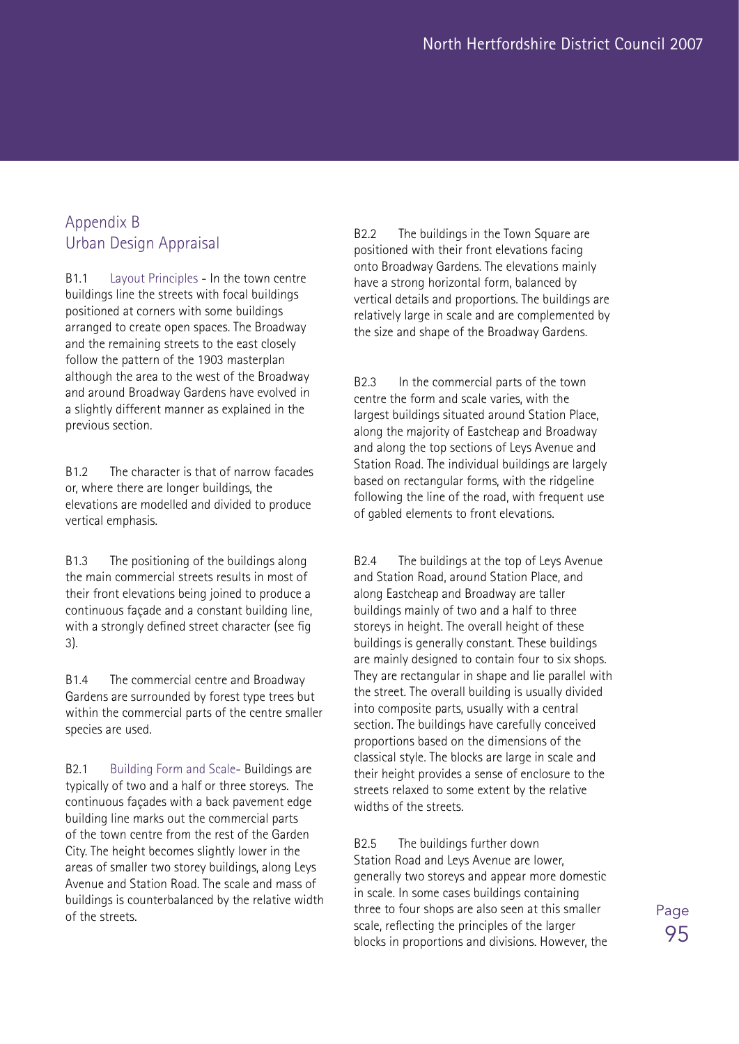## Appendix B
## Urban Design Appraisal

B1.1 Layout Principles - In the town centre buildings line the streets with focal buildings positioned at corners with some buildings arranged to create open spaces. The Broadway and the remaining streets to the east closely follow the pattern of the 1903 masterplan although the area to the west of the Broadway and around Broadway Gardens have evolved in a slightly different manner as explained in the previous section.

B1.2 The character is that of narrow facades or, where there are longer buildings, the elevations are modelled and divided to produce vertical emphasis.

B1.3 The positioning of the buildings along the main commercial streets results in most of their front elevations being joined to produce a continuous façade and a constant building line, with a strongly defined street character (see fig 3).

B1.4 The commercial centre and Broadway Gardens are surrounded by forest type trees but within the commercial parts of the centre smaller species are used.

B2.1 Building Form and Scale- Buildings are typically of two and a half or three storeys. The continuous façades with a back pavement edge building line marks out the commercial parts of the town centre from the rest of the Garden City. The height becomes slightly lower in the areas of smaller two storey buildings, along Leys Avenue and Station Road. The scale and mass of buildings is counterbalanced by the relative width of the streets.

B2.2 The buildings in the Town Square are positioned with their front elevations facing onto Broadway Gardens. The elevations mainly have a strong horizontal form, balanced by vertical details and proportions. The buildings are relatively large in scale and are complemented by the size and shape of the Broadway Gardens.

B2.3 In the commercial parts of the town centre the form and scale varies, with the largest buildings situated around Station Place, along the majority of Eastcheap and Broadway and along the top sections of Leys Avenue and Station Road. The individual buildings are largely based on rectangular forms, with the ridgeline following the line of the road, with frequent use of gabled elements to front elevations.

B2.4 The buildings at the top of Leys Avenue and Station Road, around Station Place, and along Eastcheap and Broadway are taller buildings mainly of two and a half to three storeys in height. The overall height of these buildings is generally constant. These buildings are mainly designed to contain four to six shops. They are rectangular in shape and lie parallel with the street. The overall building is usually divided into composite parts, usually with a central section. The buildings have carefully conceived proportions based on the dimensions of the classical style. The blocks are large in scale and their height provides a sense of enclosure to the streets relaxed to some extent by the relative widths of the streets.

B2.5 The buildings further down Station Road and Leys Avenue are lower, generally two storeys and appear more domestic in scale. In some cases buildings containing three to four shops are also seen at this smaller scale, reflecting the principles of the larger blocks in proportions and divisions. However, the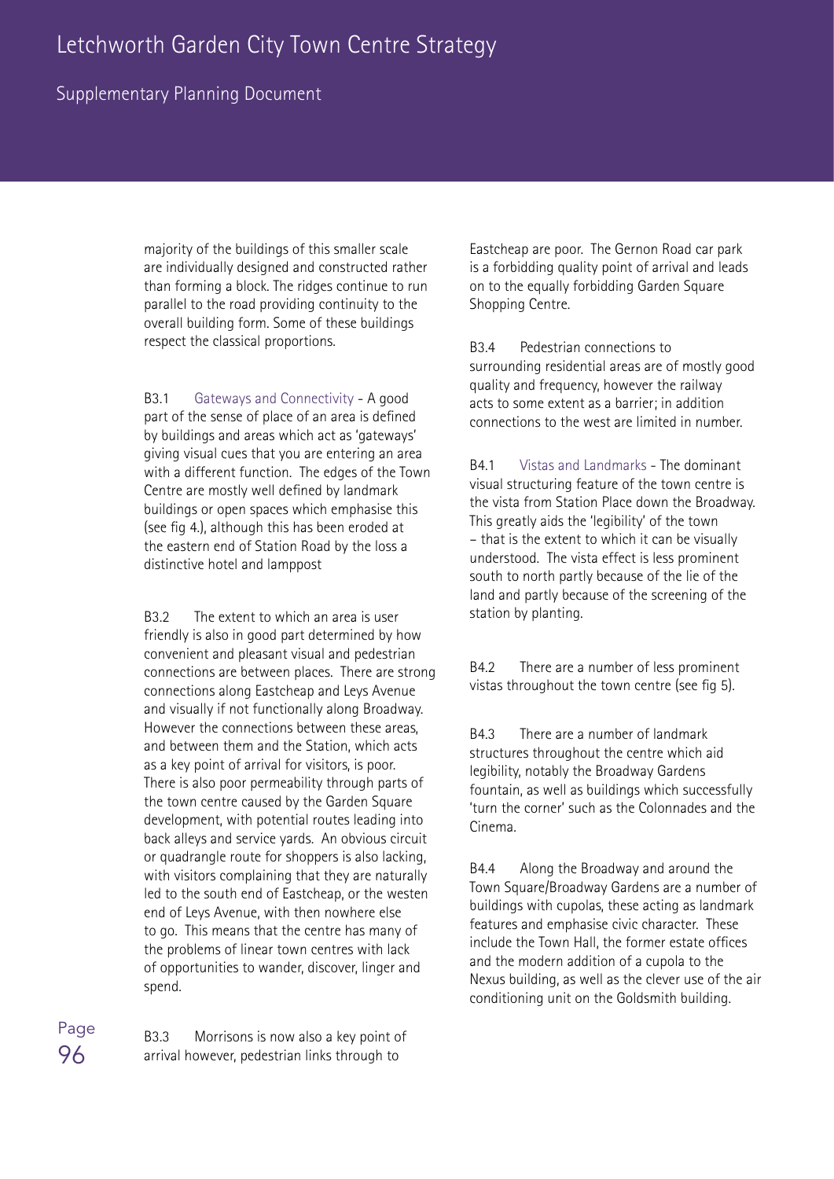majority of the buildings of this smaller scale are individually designed and constructed rather than forming a block. The ridges continue to run parallel to the road providing continuity to the overall building form. Some of these buildings respect the classical proportions.

B3.1 Gateways and Connectivity - A good part of the sense of place of an area is defined by buildings and areas which act as 'gateways' giving visual cues that you are entering an area with a different function. The edges of the Town Centre are mostly well defined by landmark buildings or open spaces which emphasise this (see fig 4.), although this has been eroded at the eastern end of Station Road by the loss a distinctive hotel and lamppost

B3.2 The extent to which an area is user friendly is also in good part determined by how convenient and pleasant visual and pedestrian connections are between places. There are strong connections along Eastcheap and Leys Avenue and visually if not functionally along Broadway. However the connections between these areas, and between them and the Station, which acts as a key point of arrival for visitors, is poor. There is also poor permeability through parts of the town centre caused by the Garden Square development, with potential routes leading into back alleys and service yards. An obvious circuit or quadrangle route for shoppers is also lacking, with visitors complaining that they are naturally led to the south end of Eastcheap, or the westen end of Leys Avenue, with then nowhere else to go. This means that the centre has many of the problems of linear town centres with lack of opportunities to wander, discover, linger and spend.

B3.3 Morrisons is now also a key point of arrival however, pedestrian links through to Eastcheap are poor. The Gernon Road car park is a forbidding quality point of arrival and leads on to the equally forbidding Garden Square Shopping Centre.

B3.4 Pedestrian connections to surrounding residential areas are of mostly good quality and frequency, however the railway acts to some extent as a barrier; in addition connections to the west are limited in number.

B4.1 Vistas and Landmarks - The dominant visual structuring feature of the town centre is the vista from Station Place down the Broadway. This greatly aids the 'legibility' of the town – that is the extent to which it can be visually understood. The vista effect is less prominent south to north partly because of the lie of the land and partly because of the screening of the station by planting.

B4.2 There are a number of less prominent vistas throughout the town centre (see fig 5).

B4.3 There are a number of landmark structures throughout the centre which aid legibility, notably the Broadway Gardens fountain, as well as buildings which successfully 'turn the corner' such as the Colonnades and the Cinema.

B4.4 Along the Broadway and around the Town Square/Broadway Gardens are a number of buildings with cupolas, these acting as landmark features and emphasise civic character. These include the Town Hall, the former estate offices and the modern addition of a cupola to the Nexus building, as well as the clever use of the air conditioning unit on the Goldsmith building.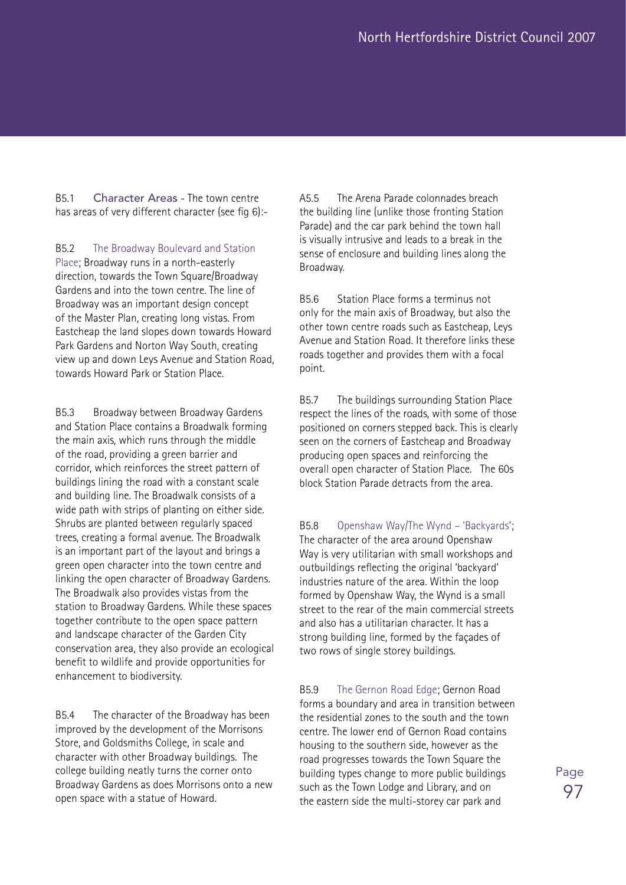B5.1 Character Areas - The town centre has areas of very different character (see fig 6):-

B5.2 The Broadway Boulevard and Station Place; Broadway runs in a north-easterly direction, towards the Town Square/Broadway Gardens and into the town centre. The line of Broadway was an important design concept of the Master Plan, creating long vistas. From Eastcheap the land slopes down towards Howard Park Gardens and Norton Way South, creating view up and down Leys Avenue and Station Road, towards Howard Park or Station Place.

B5.3 Broadway between Broadway Gardens and Station Place contains a Broadwalk forming the main axis, which runs through the middle of the road, providing a green barrier and corridor, which reinforces the street pattern of buildings lining the road with a constant scale and building line. The Broadwalk consists of a wide path with strips of planting on either side. Shrubs are planted between regularly spaced trees, creating a formal avenue. The Broadwalk is an important part of the layout and brings a green open character into the town centre and linking the open character of Broadway Gardens. The Broadwalk also provides vistas from the station to Broadway Gardens. While these spaces together contribute to the open space pattern and landscape character of the Garden City conservation area, they also provide an ecological benefit to wildlife and provide opportunities for enhancement to biodiversity.

B5.4 The character of the Broadway has been improved by the development of the Morrisons Store, and Goldsmiths College, in scale and character with other Broadway buildings. The college building neatly turns the corner onto Broadway Gardens as does Morrisons onto a new open space with a statue of Howard.

A5.5 The Arena Parade colonnades breach the building line (unlike those fronting Station Parade) and the car park behind the town hall is visually intrusive and leads to a break in the sense of enclosure and building lines along the Broadway.

B5.6 Station Place forms a terminus not only for the main axis of Broadway, but also the other town centre roads such as Eastcheap, Leys Avenue and Station Road. It therefore links these roads together and provides them with a focal point.

B5.7 The buildings surrounding Station Place respect the lines of the roads, with some of those positioned on corners stepped back. This is clearly seen on the corners of Eastcheap and Broadway producing open spaces and reinforcing the overall open character of Station Place. The 60s block Station Parade detracts from the area.

B5.8 Openshaw Way/The Wynd – 'Backyards'; The character of the area around Openshaw Way is very utilitarian with small workshops and outbuildings reflecting the original 'backyard' industries nature of the area. Within the loop formed by Openshaw Way, the Wynd is a small street to the rear of the main commercial streets and also has a utilitarian character. It has a strong building line, formed by the façades of two rows of single storey buildings.

B5.9 The Gernon Road Edge; Gernon Road forms a boundary and area in transition between the residential zones to the south and the town centre. The lower end of Gernon Road contains housing to the southern side, however as the road progresses towards the Town Square the building types change to more public buildings such as the Town Lodge and Library, and on the eastern side the multi-storey car park and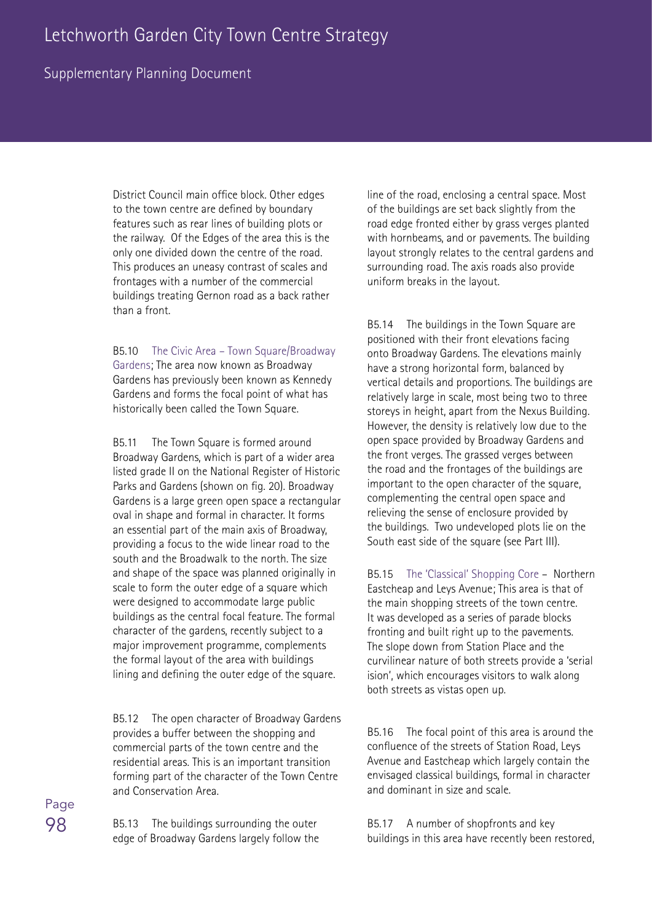District Council main office block. Other edges to the town centre are defined by boundary features such as rear lines of building plots or the railway. Of the Edges of the area this is the only one divided down the centre of the road. This produces an uneasy contrast of scales and frontages with a number of the commercial buildings treating Gernon road as a back rather than a front.

B5.10 The Civic Area – Town Square/Broadway Gardens; The area now known as Broadway Gardens has previously been known as Kennedy Gardens and forms the focal point of what has historically been called the Town Square.

B5.11 The Town Square is formed around Broadway Gardens, which is part of a wider area listed grade II on the National Register of Historic Parks and Gardens (shown on fig. 20). Broadway Gardens is a large green open space a rectangular oval in shape and formal in character. It forms an essential part of the main axis of Broadway, providing a focus to the wide linear road to the south and the Broadwalk to the north. The size and shape of the space was planned originally in scale to form the outer edge of a square which were designed to accommodate large public buildings as the central focal feature. The formal character of the gardens, recently subject to a major improvement programme, complements the formal layout of the area with buildings lining and defining the outer edge of the square.

B5.12 The open character of Broadway Gardens provides a buffer between the shopping and commercial parts of the town centre and the residential areas. This is an important transition forming part of the character of the Town Centre and Conservation Area.

B5.13 The buildings surrounding the outer edge of Broadway Gardens largely follow the line of the road, enclosing a central space. Most of the buildings are set back slightly from the road edge fronted either by grass verges planted with hornbeams, and or pavements. The building layout strongly relates to the central gardens and surrounding road. The axis roads also provide uniform breaks in the layout.

B5.14 The buildings in the Town Square are positioned with their front elevations facing onto Broadway Gardens. The elevations mainly have a strong horizontal form, balanced by vertical details and proportions. The buildings are relatively large in scale, most being two to three storeys in height, apart from the Nexus Building. However, the density is relatively low due to the open space provided by Broadway Gardens and the front verges. The grassed verges between the road and the frontages of the buildings are important to the open character of the square, complementing the central open space and relieving the sense of enclosure provided by the buildings. Two undeveloped plots lie on the South east side of the square (see Part III).

B5.15 The 'Classical' Shopping Core – Northern Eastcheap and Leys Avenue; This area is that of the main shopping streets of the town centre. It was developed as a series of parade blocks fronting and built right up to the pavements. The slope down from Station Place and the curvilinear nature of both streets provide a 'serial ision', which encourages visitors to walk along both streets as vistas open up.

B5.16 The focal point of this area is around the confluence of the streets of Station Road, Leys Avenue and Eastcheap which largely contain the envisaged classical buildings, formal in character and dominant in size and scale.

B5.17 A number of shopfronts and key buildings in this area have recently been restored,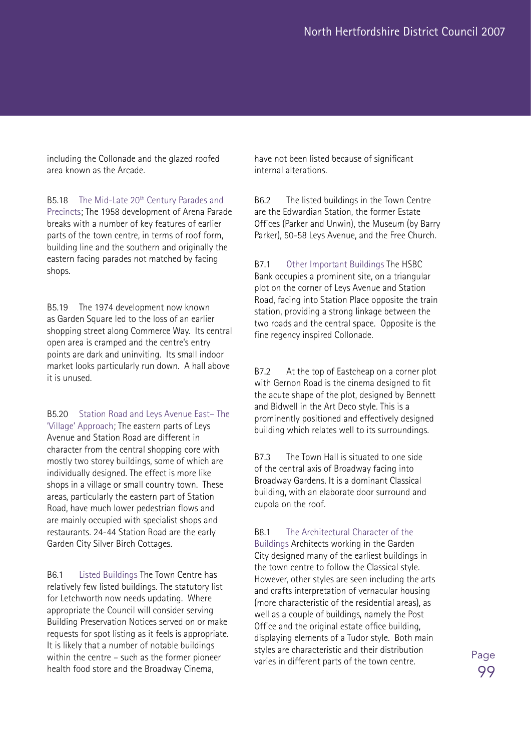including the Collonade and the glazed roofed area known as the Arcade.

B5.18 The Mid-Late 20th Century Parades and Precincts; The 1958 development of Arena Parade breaks with a number of key features of earlier parts of the town centre, in terms of roof form, building line and the southern and originally the eastern facing parades not matched by facing shops.

B5.19 The 1974 development now known as Garden Square led to the loss of an earlier shopping street along Commerce Way. Its central open area is cramped and the centre's entry points are dark and uninviting. Its small indoor market looks particularly run down. A hall above it is unused.

B5.20 Station Road and Leys Avenue East– The 'Village' Approach; The eastern parts of Leys Avenue and Station Road are different in character from the central shopping core with mostly two storey buildings, some of which are individually designed. The effect is more like shops in a village or small country town. These areas, particularly the eastern part of Station Road, have much lower pedestrian flows and are mainly occupied with specialist shops and restaurants. 24-44 Station Road are the early Garden City Silver Birch Cottages.

B6.1 Listed Buildings The Town Centre has relatively few listed buildings. The statutory list for Letchworth now needs updating. Where appropriate the Council will consider serving Building Preservation Notices served on or make requests for spot listing as it feels is appropriate. It is likely that a number of notable buildings within the centre – such as the former pioneer health food store and the Broadway Cinema, have not been listed because of significant internal alterations.

B6.2 The listed buildings in the Town Centre are the Edwardian Station, the former Estate Offices (Parker and Unwin), the Museum (by Barry Parker), 50-58 Leys Avenue, and the Free Church.

B7.1 Other Important Buildings The HSBC Bank occupies a prominent site, on a triangular plot on the corner of Leys Avenue and Station Road, facing into Station Place opposite the train station, providing a strong linkage between the two roads and the central space. Opposite is the fine regency inspired Collonade.

B7.2 At the top of Eastcheap on a corner plot with Gernon Road is the cinema designed to fit the acute shape of the plot, designed by Bennett and Bidwell in the Art Deco style. This is a prominently positioned and effectively designed building which relates well to its surroundings.

B7.3 The Town Hall is situated to one side of the central axis of Broadway facing into Broadway Gardens. It is a dominant Classical building, with an elaborate door surround and cupola on the roof.

B8.1 The Architectural Character of the Buildings Architects working in the Garden City designed many of the earliest buildings in the town centre to follow the Classical style. However, other styles are seen including the arts and crafts interpretation of vernacular housing (more characteristic of the residential areas), as well as a couple of buildings, namely the Post Office and the original estate office building, displaying elements of a Tudor style. Both main styles are characteristic and their distribution varies in different parts of the town centre.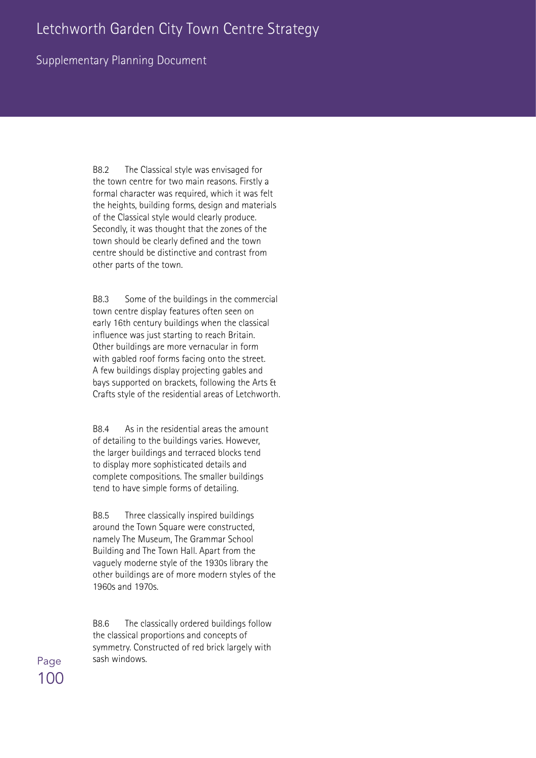B8.2 The Classical style was envisaged for the town centre for two main reasons. Firstly a formal character was required, which it was felt the heights, building forms, design and materials of the Classical style would clearly produce. Secondly, it was thought that the zones of the town should be clearly defined and the town centre should be distinctive and contrast from other parts of the town.

B8.3 Some of the buildings in the commercial town centre display features often seen on early 16th century buildings when the classical influence was just starting to reach Britain. Other buildings are more vernacular in form with gabled roof forms facing onto the street. A few buildings display projecting gables and bays supported on brackets, following the Arts & Crafts style of the residential areas of Letchworth.

B8.4 As in the residential areas the amount of detailing to the buildings varies. However, the larger buildings and terraced blocks tend to display more sophisticated details and complete compositions. The smaller buildings tend to have simple forms of detailing.

B8.5 Three classically inspired buildings around the Town Square were constructed, namely The Museum, The Grammar School Building and The Town Hall. Apart from the vaguely moderne style of the 1930s library the other buildings are of more modern styles of the 1960s and 1970s.

B8.6 The classically ordered buildings follow the classical proportions and concepts of symmetry. Constructed of red brick largely with sash windows.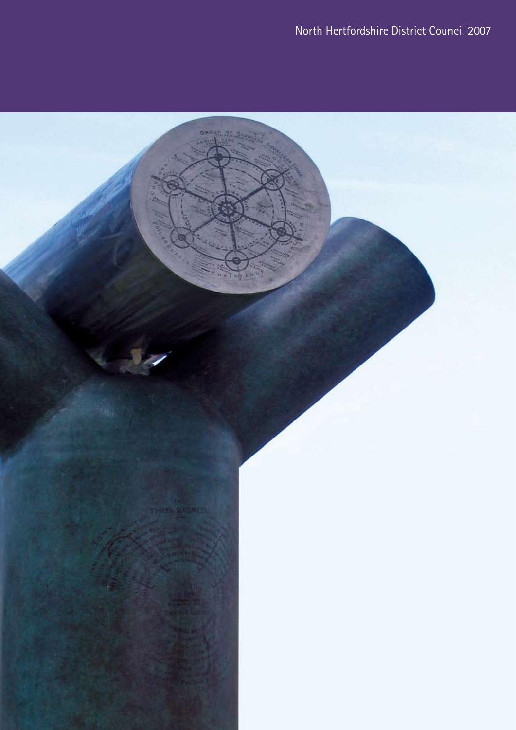North Hertfordshire District Council 2007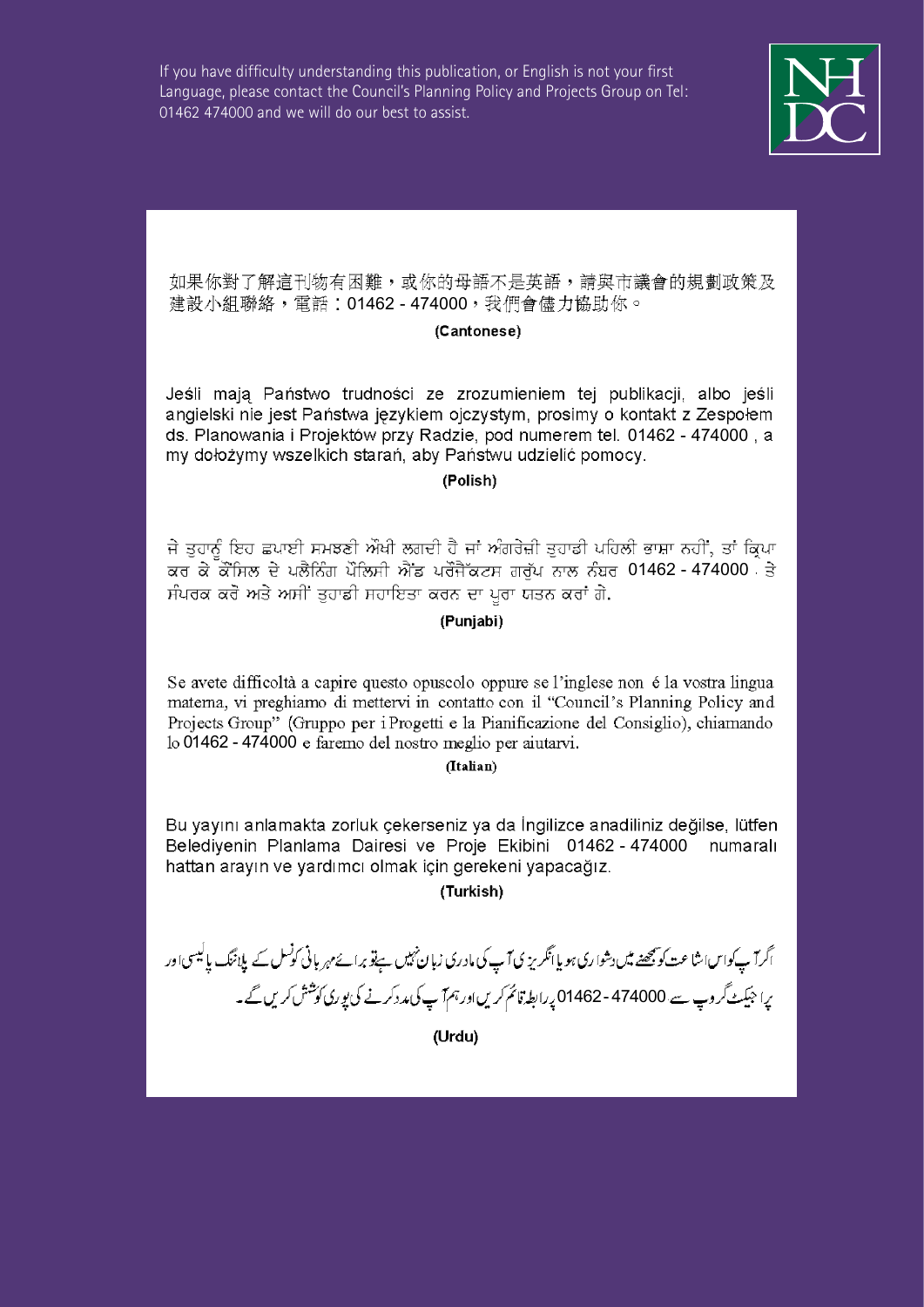If you have difficulty understanding this publication, or English is not your first Language, please contact the Council's Planning Policy and Projects Group on Tel: 01462 474000 and we will do our best to assist.

NHDC

如果你對了解這刊物有困難，或你的母語不是英語，請與市議會的規劃政策及建設小組聯絡，電話：01462 - 474000，我們會儘力協助你。

**(Cantonese)**

Jeśli mają Państwo trudności ze zrozumieniem tej publikacji, albo jeśli angielski nie jest Państwa językiem ojczystym, prosimy o kontakt z Zespołem ds. Planowania i Projektów przy Radzie, pod numerem tel. 01462 - 474000 , a my dołożymy wszelkich starań, aby Państwu udzielić pomocy.

**(Polish)**

ਜੇ ਤੁਹਾਨੂੰ ਇਹ ਛਪਾਈ ਸਮਝਣੀ ਔਖੀ ਲਗਦੀ ਹੈ ਜਾਂ ਅੰਗਰੇਜ਼ੀ ਤੁਹਾਡੀ ਪਹਿਲੀ ਭਾਸ਼ਾ ਨਹੀਂ, ਤਾਂ ਕ੍ਰਿਪਾ ਕਰ ਕੇ ਕੌਂਸਿਲ ਦੇ ਪਲੈਨਿੰਗ ਪੌਲਿਸੀ ਐਂਡ ਪਰੌਜੈੱਕਟਸ ਗਰੁੱਪ ਨਾਲ ਨੰਬਰ 01462 - 474000 . ਤੇ ਸੰਪਰਕ ਕਰੋ ਅਤੇ ਅਸੀਂ ਤੁਹਾਡੀ ਸਹਾਇਤਾ ਕਰਨ ਦਾ ਪੂਰਾ ਯਤਨ ਕਰਾਂ ਗੇ.

**(Punjabi)**

Se avete difficoltà a capire questo opuscolo oppure se l'inglese non é la vostra lingua materna, vi preghiamo di mettervi in contatto con il "Council's Planning Policy and Projects Group" (Gruppo per i Progetti e la Pianificazione del Consiglio), chiamando lo 01462 - 474000 e faremo del nostro meglio per aiutarvi.

**(Italian)**

Bu yayını anlamakta zorluk çekerseniz ya da İngilizce anadiliniz değilse, lütfen Belediyenin Planlama Dairesi ve Proje Ekibini 01462 - 474000 numaralı hattan arayın ve yardımcı olmak için gerekeni yapacağız.

**(Turkish)**

اگر آپ کو اس اشاعت کو سمجھنے میں دشواری ہو یا انگریزی آپ کی مادری زبان نہیں ہے تو برائے مہربانی کونسل کے پلاننگ پالیسی اور پراجیکٹ گروپ سے 474000 - 01462 پر رابطہ قائم کریں اور ہم آپ کی مدد کرنے کی پوری کوشش کریں گے۔

**(Urdu)**